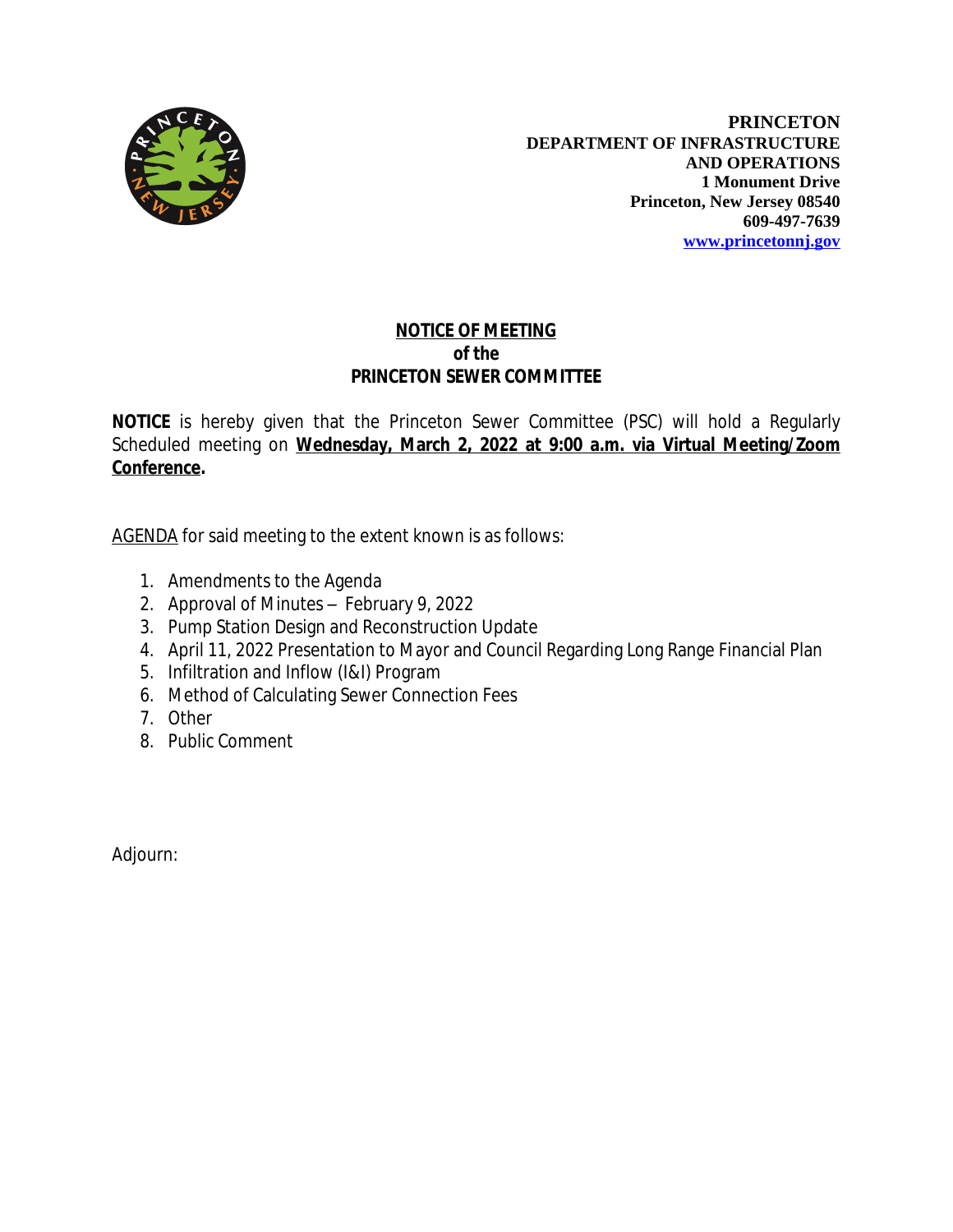**PRINCETON**
**DEPARTMENT OF INFRASTRUCTURE AND OPERATIONS**
**1 Monument Drive**
**Princeton, New Jersey 08540**
**609-497-7639**
**www.princetonnj.gov**

# NOTICE OF MEETING
## of the
## PRINCETON SEWER COMMITTEE

**NOTICE** is hereby given that the Princeton Sewer Committee (PSC) will hold a Regularly Scheduled meeting on **Wednesday, March 2, 2022 at 9:00 a.m. via Virtual Meeting/Zoom Conference.**

AGENDA for said meeting to the extent known is as follows:

1. Amendments to the Agenda
2. Approval of Minutes – February 9, 2022
3. Pump Station Design and Reconstruction Update
4. April 11, 2022 Presentation to Mayor and Council Regarding Long Range Financial Plan
5. Infiltration and Inflow (I&I) Program
6. Method of Calculating Sewer Connection Fees
7. Other
8. Public Comment

Adjourn: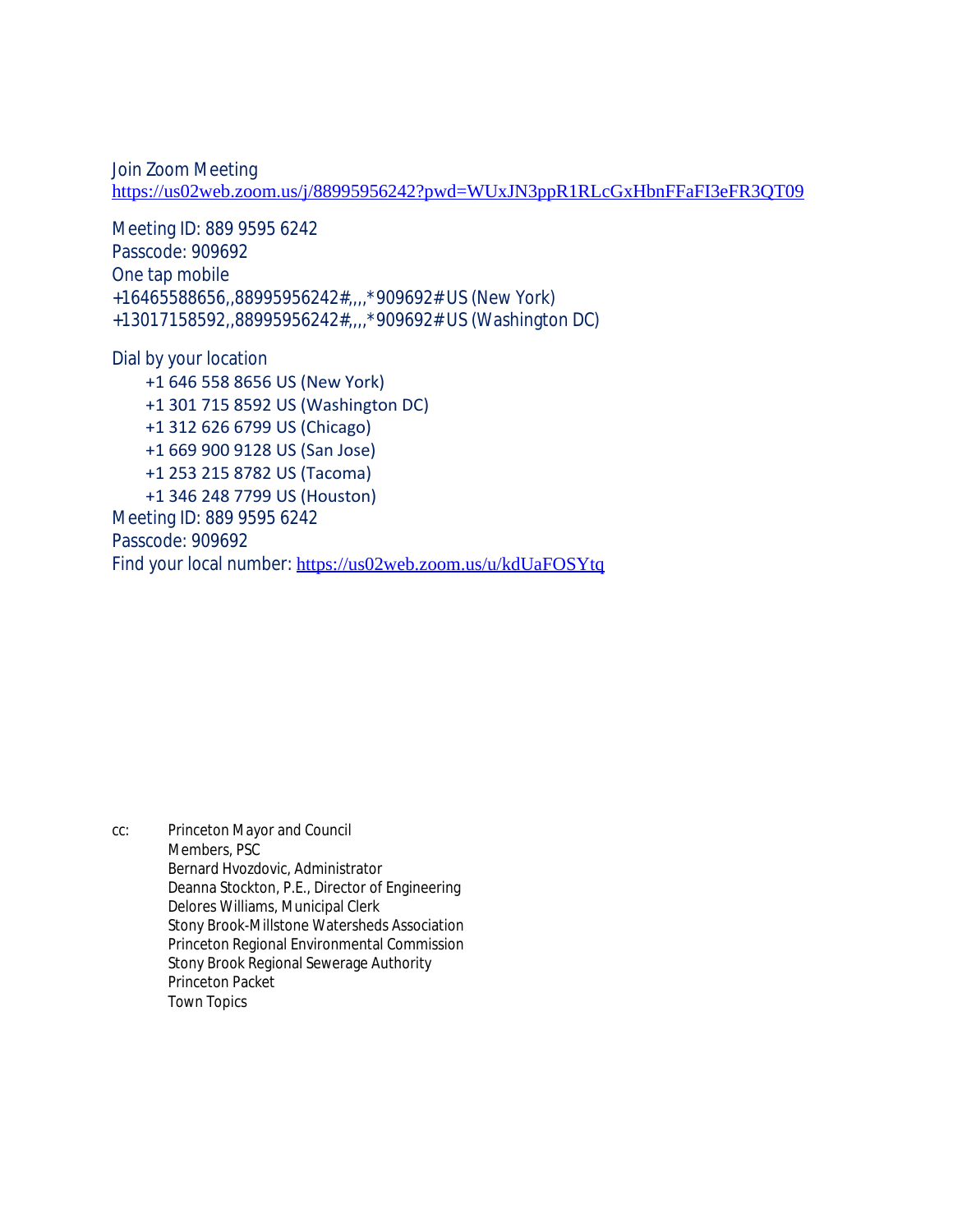Join Zoom Meeting
https://us02web.zoom.us/j/88995956242?pwd=WUxJN3ppR1RLcGxHbnFFaFI3eFR3QT09

Meeting ID: 889 9595 6242
Passcode: 909692
One tap mobile
+16465588656,,88995956242#,,,,*909692# US (New York)
+13017158592,,88995956242#,,,,*909692# US (Washington DC)

Dial by your location
+1 646 558 8656 US (New York)
+1 301 715 8592 US (Washington DC)
+1 312 626 6799 US (Chicago)
+1 669 900 9128 US (San Jose)
+1 253 215 8782 US (Tacoma)
+1 346 248 7799 US (Houston)
Meeting ID: 889 9595 6242
Passcode: 909692
Find your local number: https://us02web.zoom.us/u/kdUaFOSYtq

cc: Princeton Mayor and Council
Members, PSC
Bernard Hvozdovic, Administrator
Deanna Stockton, P.E., Director of Engineering
Delores Williams, Municipal Clerk
Stony Brook-Millstone Watersheds Association
Princeton Regional Environmental Commission
Stony Brook Regional Sewerage Authority
Princeton Packet
Town Topics